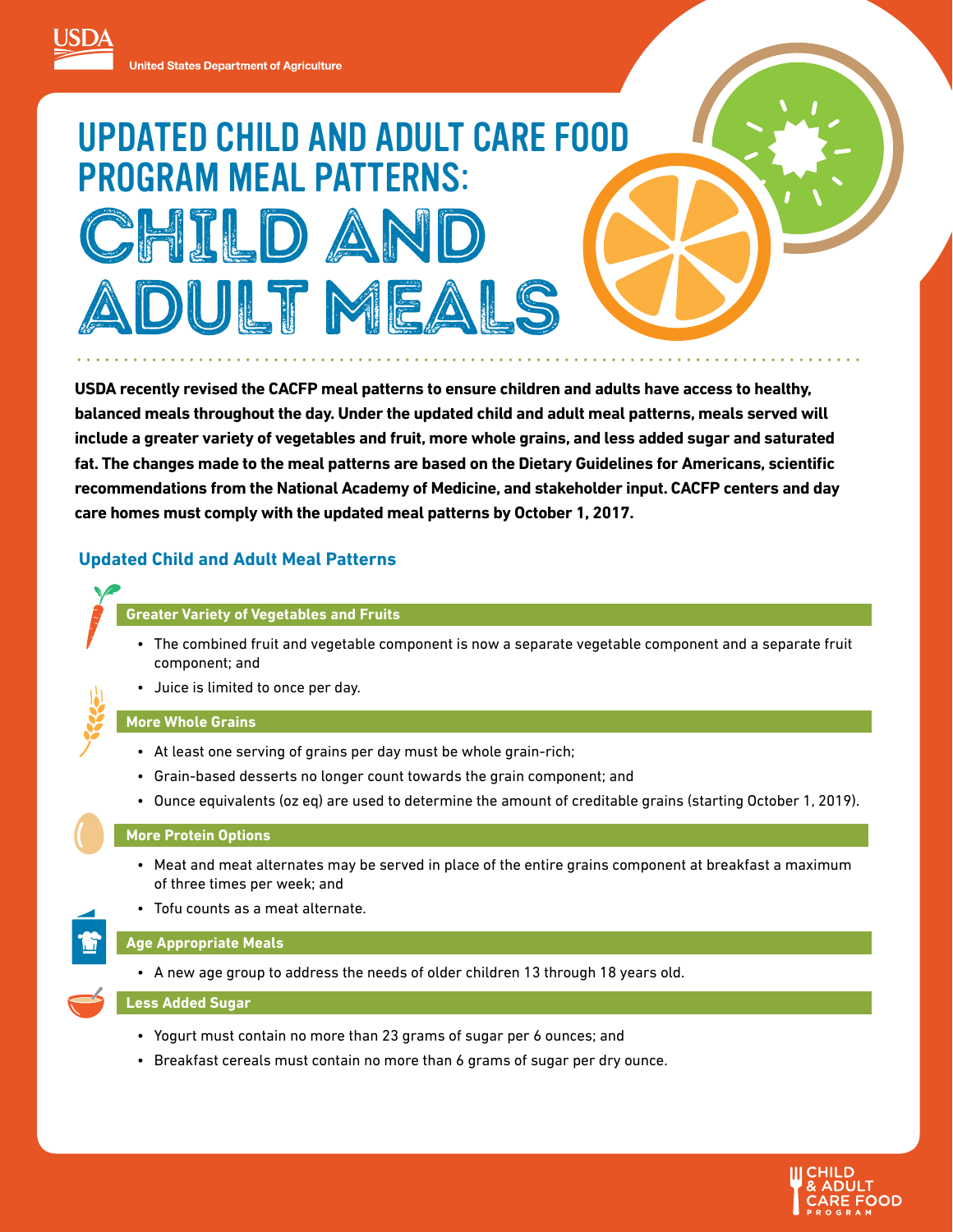# UPDATED CHILD AND ADULT CARE FOOD PROGRAM MEAL PATTERNS: CHILD AND ADULT MEALS

**USDA recently revised the CACFP meal patterns to ensure children and adults have access to healthy, balanced meals throughout the day. Under the updated child and adult meal patterns, meals served will include a greater variety of vegetables and fruit, more whole grains, and less added sugar and saturated fat. The changes made to the meal patterns are based on the Dietary Guidelines for Americans, scientific recommendations from the National Academy of Medicine, and stakeholder input. CACFP centers and day care homes must comply with the updated meal patterns by October 1, 2017.**

## Updated Child and Adult Meal Patterns

### Greater Variety of Vegetables and Fruits

- The combined fruit and vegetable component is now a separate vegetable component and a separate fruit component; and
- Juice is limited to once per day.

### More Whole Grains

- At least one serving of grains per day must be whole grain-rich;
- Grain-based desserts no longer count towards the grain component; and
- Ounce equivalents (oz eq) are used to determine the amount of creditable grains (starting October 1, 2019).

### More Protein Options

- Meat and meat alternates may be served in place of the entire grains component at breakfast a maximum of three times per week; and
- Tofu counts as a meat alternate.

### Age Appropriate Meals

- A new age group to address the needs of older children 13 through 18 years old.

### Less Added Sugar

- Yogurt must contain no more than 23 grams of sugar per 6 ounces; and
- Breakfast cereals must contain no more than 6 grams of sugar per dry ounce.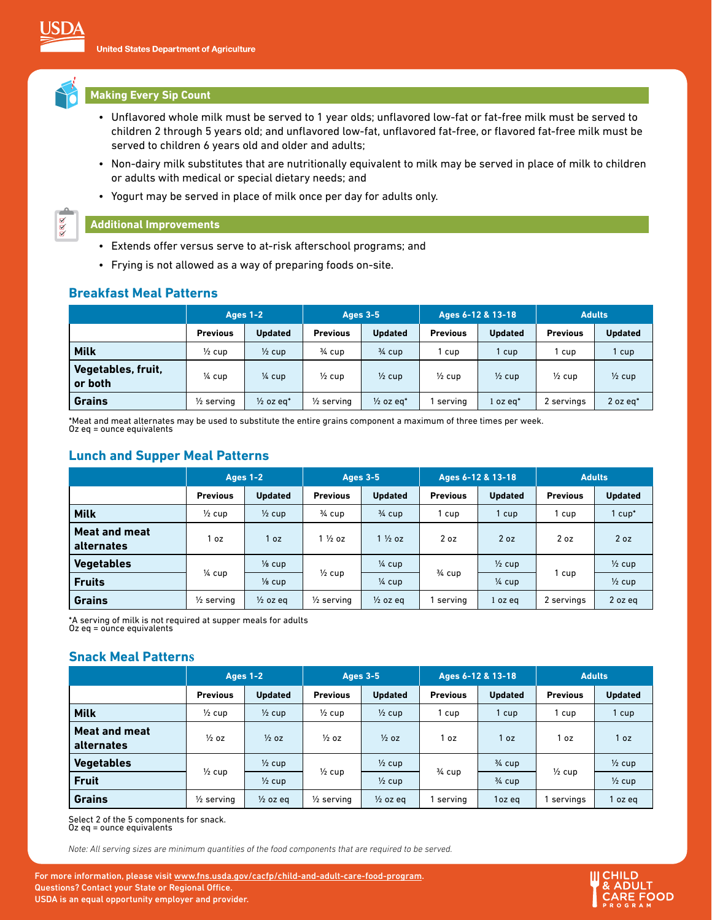## Making Every Sip Count

- Unflavored whole milk must be served to 1 year olds; unflavored low-fat or fat-free milk must be served to children 2 through 5 years old; and unflavored low-fat, unflavored fat-free, or flavored fat-free milk must be served to children 6 years old and older and adults;
- Non-dairy milk substitutes that are nutritionally equivalent to milk may be served in place of milk to children or adults with medical or special dietary needs; and
- Yogurt may be served in place of milk once per day for adults only.

## Additional Improvements

- Extends offer versus serve to at-risk afterschool programs; and
- Frying is not allowed as a way of preparing foods on-site.

### Breakfast Meal Patterns

| | Ages 1-2 | | Ages 3-5 | | Ages 6-12 & 13-18 | | Adults | |
|---|---|---|---|---|---|---|---|---|
| | Previous | Updated | Previous | Updated | Previous | Updated | Previous | Updated |
| **Milk** | ½ cup | ½ cup | ¾ cup | ¾ cup | 1 cup | 1 cup | 1 cup | 1 cup |
| **Vegetables, fruit, or both** | ¼ cup | ¼ cup | ½ cup | ½ cup | ½ cup | ½ cup | ½ cup | ½ cup |
| **Grains** | ½ serving | ½ oz eq* | ½ serving | ½ oz eq* | 1 serving | 1 oz eq* | 2 servings | 2 oz eq* |

*Meat and meat alternates may be used to substitute the entire grains component a maximum of three times per week.
Oz eq = ounce equivalents

### Lunch and Supper Meal Patterns

| | Ages 1-2 | | Ages 3-5 | | Ages 6-12 & 13-18 | | Adults | |
|---|---|---|---|---|---|---|---|---|
| | Previous | Updated | Previous | Updated | Previous | Updated | Previous | Updated |
| **Milk** | ½ cup | ½ cup | ¾ cup | ¾ cup | 1 cup | 1 cup | 1 cup | 1 cup* |
| **Meat and meat alternates** | 1 oz | 1 oz | 1 ½ oz | 1 ½ oz | 2 oz | 2 oz | 2 oz | 2 oz |
| **Vegetables** | ¼ cup | ⅛ cup | ½ cup | ¼ cup | ¾ cup | ½ cup | 1 cup | ½ cup |
| **Fruits** | | ⅛ cup | | ¼ cup | | ¼ cup | | ½ cup |
| **Grains** | ½ serving | ½ oz eq | ½ serving | ½ oz eq | 1 serving | 1 oz eq | 2 servings | 2 oz eq |

*A serving of milk is not required at supper meals for adults
Oz eq = ounce equivalents

### Snack Meal Patterns

| | Ages 1-2 | | Ages 3-5 | | Ages 6-12 & 13-18 | | Adults | |
|---|---|---|---|---|---|---|---|---|
| | Previous | Updated | Previous | Updated | Previous | Updated | Previous | Updated |
| **Milk** | ½ cup | ½ cup | ½ cup | ½ cup | 1 cup | 1 cup | 1 cup | 1 cup |
| **Meat and meat alternates** | ½ oz | ½ oz | ½ oz | ½ oz | 1 oz | 1 oz | 1 oz | 1 oz |
| **Vegetables** | ½ cup | ½ cup | ½ cup | ½ cup | ¾ cup | ¾ cup | ½ cup | ½ cup |
| **Fruit** | | ½ cup | | ½ cup | | ¾ cup | | ½ cup |
| **Grains** | ½ serving | ½ oz eq | ½ serving | ½ oz eq | 1 serving | 1oz eq | 1 servings | 1 oz eq |

Select 2 of the 5 components for snack.
Oz eq = ounce equivalents

*Note: All serving sizes are minimum quantities of the food components that are required to be served.*

For more information, please visit www.fns.usda.gov/cacfp/child-and-adult-care-food-program.
Questions? Contact your State or Regional Office.
USDA is an equal opportunity employer and provider.